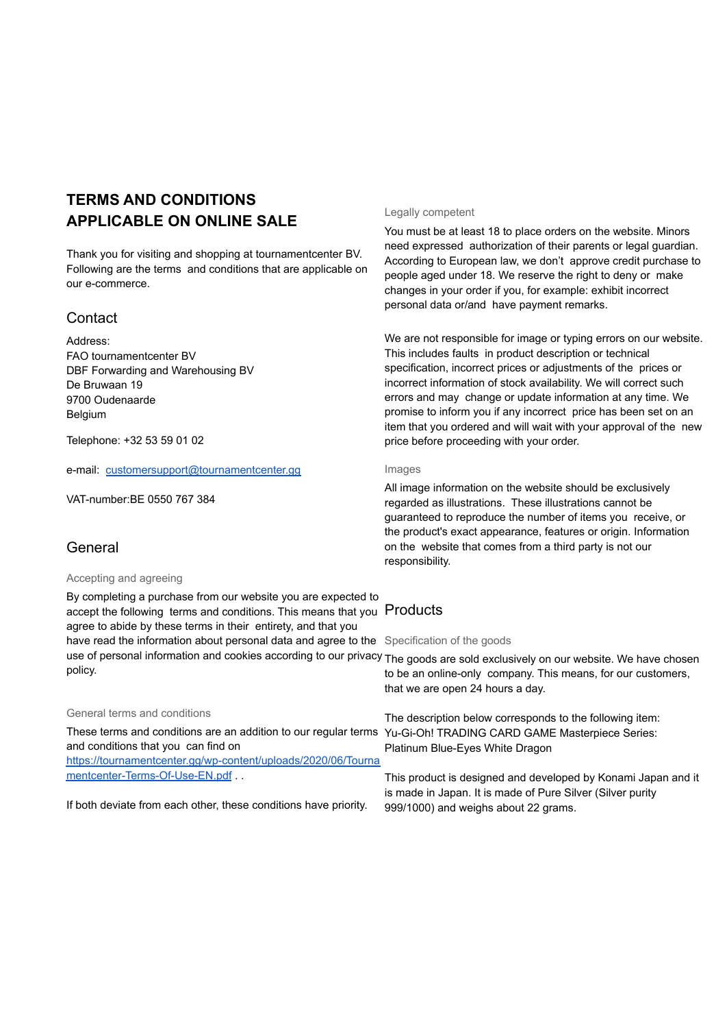# TERMS AND CONDITIONS APPLICABLE ON ONLINE SALE

Thank you for visiting and shopping at tournamentcenter BV. Following are the terms and conditions that are applicable on our e-commerce.

## Contact

Address:
FAO tournamentcenter BV
DBF Forwarding and Warehousing BV
De Bruwaan 19
9700 Oudenaarde
Belgium

Telephone: +32 53 59 01 02

e-mail: [customersupport@tournamentcenter.gg](mailto:customersupport@tournamentcenter.gg)

VAT-number:BE 0550 767 384

## General

### Accepting and agreeing

By completing a purchase from our website you are expected to accept the following terms and conditions. This means that you agree to abide by these terms in their entirety, and that you have read the information about personal data and agree to the use of personal information and cookies according to our privacy policy.

### General terms and conditions

These terms and conditions are an addition to our regular terms and conditions that you can find on [https://tournamentcenter.gg/wp-content/uploads/2020/06/Tournamentcenter-Terms-Of-Use-EN.pdf](https://tournamentcenter.gg/wp-content/uploads/2020/06/Tournamentcenter-Terms-Of-Use-EN.pdf) . .

If both deviate from each other, these conditions have priority.

### Legally competent

You must be at least 18 to place orders on the website. Minors need expressed authorization of their parents or legal guardian. According to European law, we don't approve credit purchase to people aged under 18. We reserve the right to deny or make changes in your order if you, for example: exhibit incorrect personal data or/and have payment remarks.

We are not responsible for image or typing errors on our website. This includes faults in product description or technical specification, incorrect prices or adjustments of the prices or incorrect information of stock availability. We will correct such errors and may change or update information at any time. We promise to inform you if any incorrect price has been set on an item that you ordered and will wait with your approval of the new price before proceeding with your order.

### Images

All image information on the website should be exclusively regarded as illustrations. These illustrations cannot be guaranteed to reproduce the number of items you receive, or the product's exact appearance, features or origin. Information on the website that comes from a third party is not our responsibility.

## Products

### Specification of the goods

The goods are sold exclusively on our website. We have chosen to be an online-only company. This means, for our customers, that we are open 24 hours a day.

The description below corresponds to the following item: Yu-Gi-Oh! TRADING CARD GAME Masterpiece Series: Platinum Blue-Eyes White Dragon

This product is designed and developed by Konami Japan and it is made in Japan. It is made of Pure Silver (Silver purity 999/1000) and weighs about 22 grams.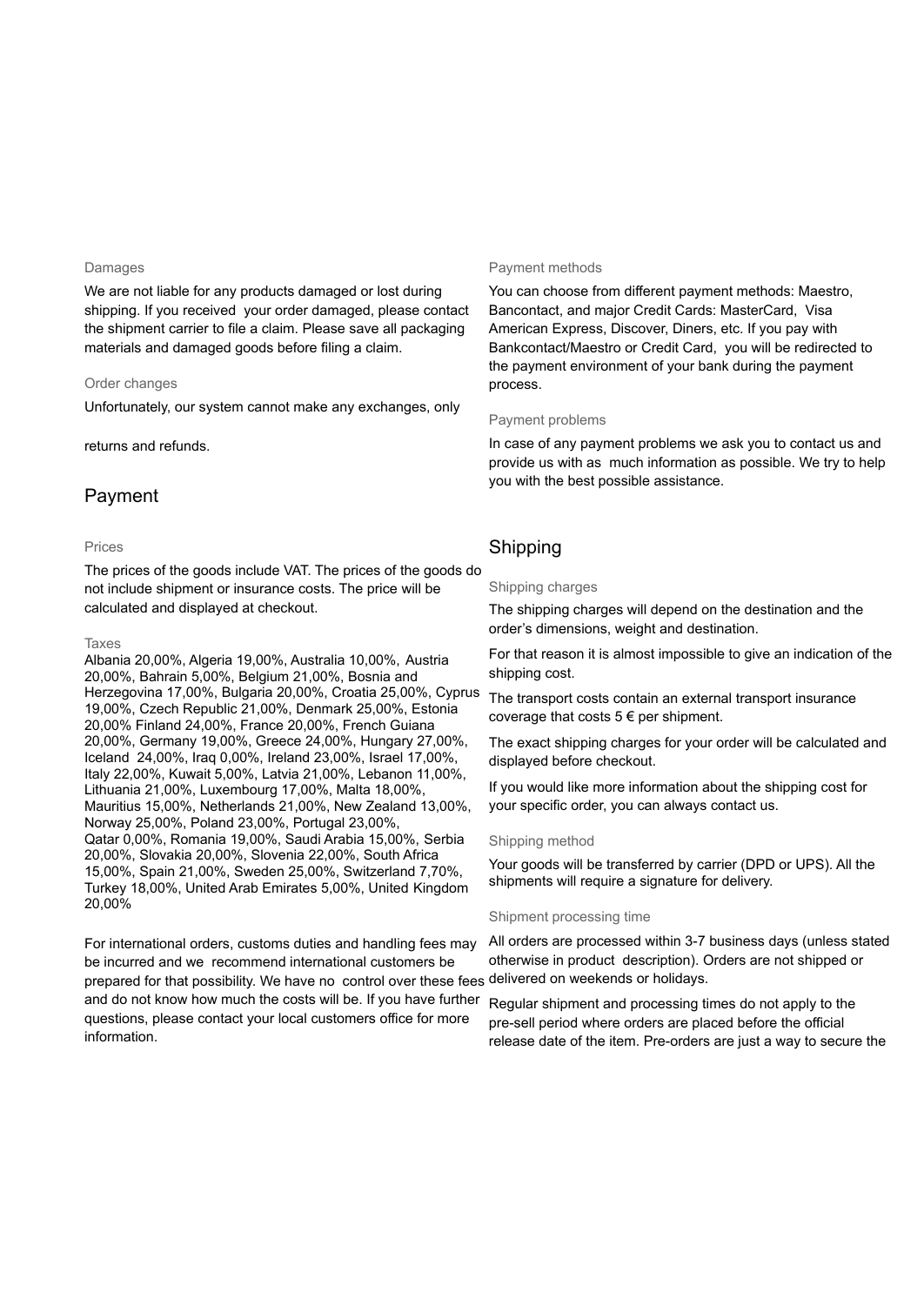### Damages

We are not liable for any products damaged or lost during shipping. If you received your order damaged, please contact the shipment carrier to file a claim. Please save all packaging materials and damaged goods before filing a claim.

### Order changes

Unfortunately, our system cannot make any exchanges, only

returns and refunds.

## Payment

### Prices

The prices of the goods include VAT. The prices of the goods do not include shipment or insurance costs. The price will be calculated and displayed at checkout.

### Taxes

Albania 20,00%, Algeria 19,00%, Australia 10,00%, Austria 20,00%, Bahrain 5,00%, Belgium 21,00%, Bosnia and Herzegovina 17,00%, Bulgaria 20,00%, Croatia 25,00%, Cyprus 19,00%, Czech Republic 21,00%, Denmark 25,00%, Estonia 20,00% Finland 24,00%, France 20,00%, French Guiana 20,00%, Germany 19,00%, Greece 24,00%, Hungary 27,00%, Iceland 24,00%, Iraq 0,00%, Ireland 23,00%, Israel 17,00%, Italy 22,00%, Kuwait 5,00%, Latvia 21,00%, Lebanon 11,00%, Lithuania 21,00%, Luxembourg 17,00%, Malta 18,00%, Mauritius 15,00%, Netherlands 21,00%, New Zealand 13,00%, Norway 25,00%, Poland 23,00%, Portugal 23,00%, Qatar 0,00%, Romania 19,00%, Saudi Arabia 15,00%, Serbia 20,00%, Slovakia 20,00%, Slovenia 22,00%, South Africa 15,00%, Spain 21,00%, Sweden 25,00%, Switzerland 7,70%, Turkey 18,00%, United Arab Emirates 5,00%, United Kingdom 20,00%

For international orders, customs duties and handling fees may be incurred and we recommend international customers be prepared for that possibility. We have no control over these fees and do not know how much the costs will be. If you have further questions, please contact your local customers office for more information.

### Payment methods

You can choose from different payment methods: Maestro, Bancontact, and major Credit Cards: MasterCard, Visa American Express, Discover, Diners, etc. If you pay with Bankcontact/Maestro or Credit Card, you will be redirected to the payment environment of your bank during the payment process.

### Payment problems

In case of any payment problems we ask you to contact us and provide us with as much information as possible. We try to help you with the best possible assistance.

## Shipping

### Shipping charges

The shipping charges will depend on the destination and the order's dimensions, weight and destination.

For that reason it is almost impossible to give an indication of the shipping cost.

The transport costs contain an external transport insurance coverage that costs 5 € per shipment.

The exact shipping charges for your order will be calculated and displayed before checkout.

If you would like more information about the shipping cost for your specific order, you can always contact us.

### Shipping method

Your goods will be transferred by carrier (DPD or UPS). All the shipments will require a signature for delivery.

### Shipment processing time

All orders are processed within 3-7 business days (unless stated otherwise in product description). Orders are not shipped or delivered on weekends or holidays.

Regular shipment and processing times do not apply to the pre-sell period where orders are placed before the official release date of the item. Pre-orders are just a way to secure the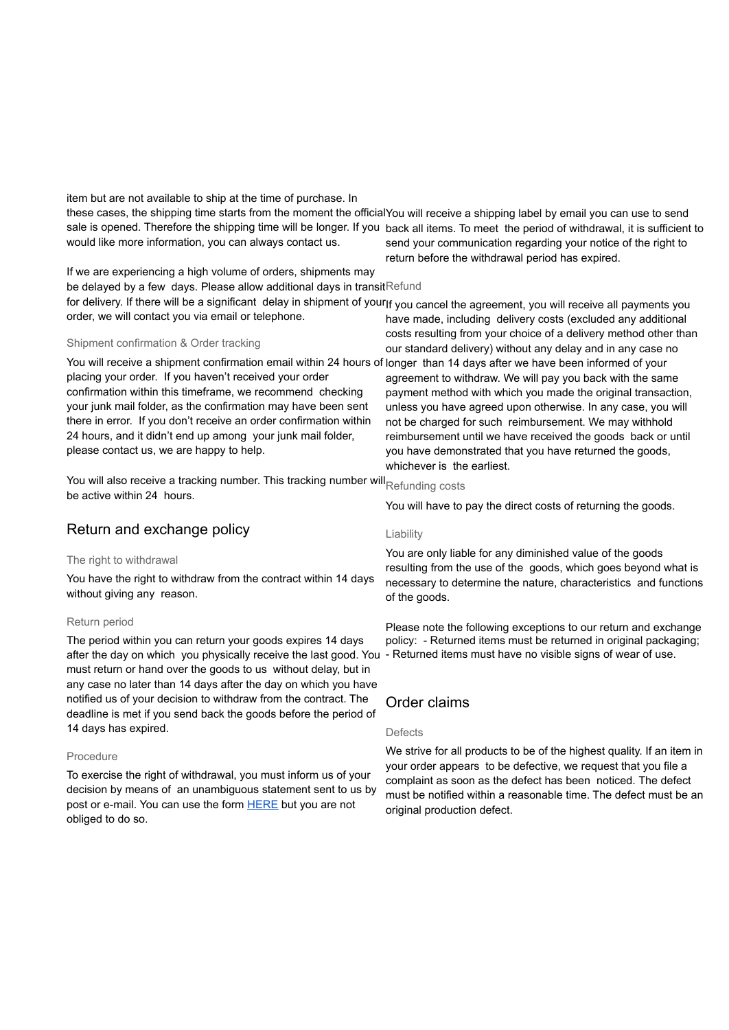item but are not available to ship at the time of purchase. In these cases, the shipping time starts from the moment the official sale is opened. Therefore the shipping time will be longer. If you would like more information, you can always contact us.

If we are experiencing a high volume of orders, shipments may be delayed by a few days. Please allow additional days in transit for delivery. If there will be a significant delay in shipment of your order, we will contact you via email or telephone.

### Shipment confirmation & Order tracking

You will receive a shipment confirmation email within 24 hours of placing your order. If you haven't received your order confirmation within this timeframe, we recommend checking your junk mail folder, as the confirmation may have been sent there in error. If you don't receive an order confirmation within 24 hours, and it didn't end up among your junk mail folder, please contact us, we are happy to help.

You will also receive a tracking number. This tracking number will be active within 24 hours.

## Return and exchange policy

### The right to withdrawal

You have the right to withdraw from the contract within 14 days without giving any reason.

### Return period

The period within you can return your goods expires 14 days after the day on which you physically receive the last good. You must return or hand over the goods to us without delay, but in any case no later than 14 days after the day on which you have notified us of your decision to withdraw from the contract. The deadline is met if you send back the goods before the period of 14 days has expired.

### Procedure

To exercise the right of withdrawal, you must inform us of your decision by means of an unambiguous statement sent to us by post or e-mail. You can use the form [HERE] but you are not obliged to do so.

You will receive a shipping label by email you can use to send back all items. To meet the period of withdrawal, it is sufficient to send your communication regarding your notice of the right to return before the withdrawal period has expired.

### Refund

If you cancel the agreement, you will receive all payments you have made, including delivery costs (excluded any additional costs resulting from your choice of a delivery method other than our standard delivery) without any delay and in any case no longer than 14 days after we have been informed of your agreement to withdraw. We will pay you back with the same payment method with which you made the original transaction, unless you have agreed upon otherwise. In any case, you will not be charged for such reimbursement. We may withhold reimbursement until we have received the goods back or until you have demonstrated that you have returned the goods, whichever is the earliest.

### Refunding costs

You will have to pay the direct costs of returning the goods.

### Liability

You are only liable for any diminished value of the goods resulting from the use of the goods, which goes beyond what is necessary to determine the nature, characteristics and functions of the goods.

Please note the following exceptions to our return and exchange policy: - Returned items must be returned in original packaging;
- Returned items must have no visible signs of wear of use.

## Order claims

### Defects

We strive for all products to be of the highest quality. If an item in your order appears to be defective, we request that you file a complaint as soon as the defect has been noticed. The defect must be notified within a reasonable time. The defect must be an original production defect.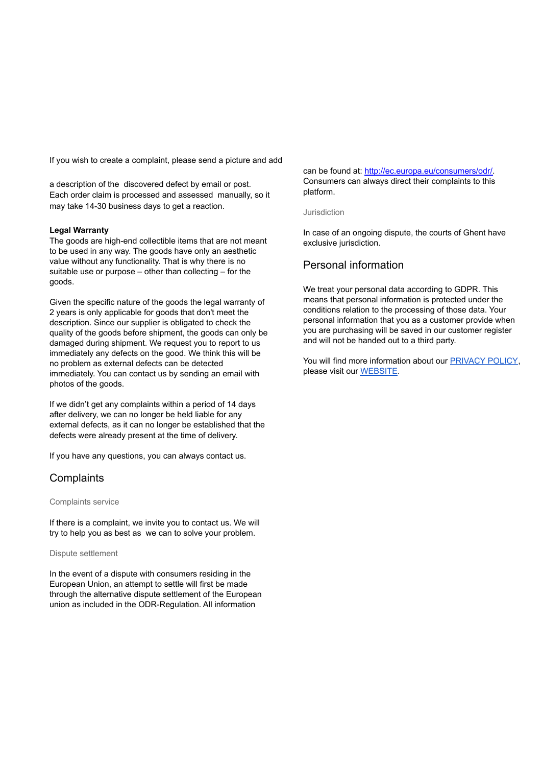If you wish to create a complaint, please send a picture and add

a description of the discovered defect by email or post. Each order claim is processed and assessed manually, so it may take 14-30 business days to get a reaction.

**Legal Warranty**
The goods are high-end collectible items that are not meant to be used in any way. The goods have only an aesthetic value without any functionality. That is why there is no suitable use or purpose – other than collecting – for the goods.

Given the specific nature of the goods the legal warranty of 2 years is only applicable for goods that don't meet the description. Since our supplier is obligated to check the quality of the goods before shipment, the goods can only be damaged during shipment. We request you to report to us immediately any defects on the good. We think this will be no problem as external defects can be detected immediately. You can contact us by sending an email with photos of the goods.

If we didn't get any complaints within a period of 14 days after delivery, we can no longer be held liable for any external defects, as it can no longer be established that the defects were already present at the time of delivery.

If you have any questions, you can always contact us.

## Complaints

### Complaints service

If there is a complaint, we invite you to contact us. We will try to help you as best as we can to solve your problem.

### Dispute settlement

In the event of a dispute with consumers residing in the European Union, an attempt to settle will first be made through the alternative dispute settlement of the European union as included in the ODR-Regulation. All information can be found at: [http://ec.europa.eu/consumers/odr/](http://ec.europa.eu/consumers/odr/). Consumers can always direct their complaints to this platform.

### Jurisdiction

In case of an ongoing dispute, the courts of Ghent have exclusive jurisdiction.

## Personal information

We treat your personal data according to GDPR. This means that personal information is protected under the conditions relation to the processing of those data. Your personal information that you as a customer provide when you are purchasing will be saved in our customer register and will not be handed out to a third party.

You will find more information about our PRIVACY POLICY, please visit our WEBSITE.